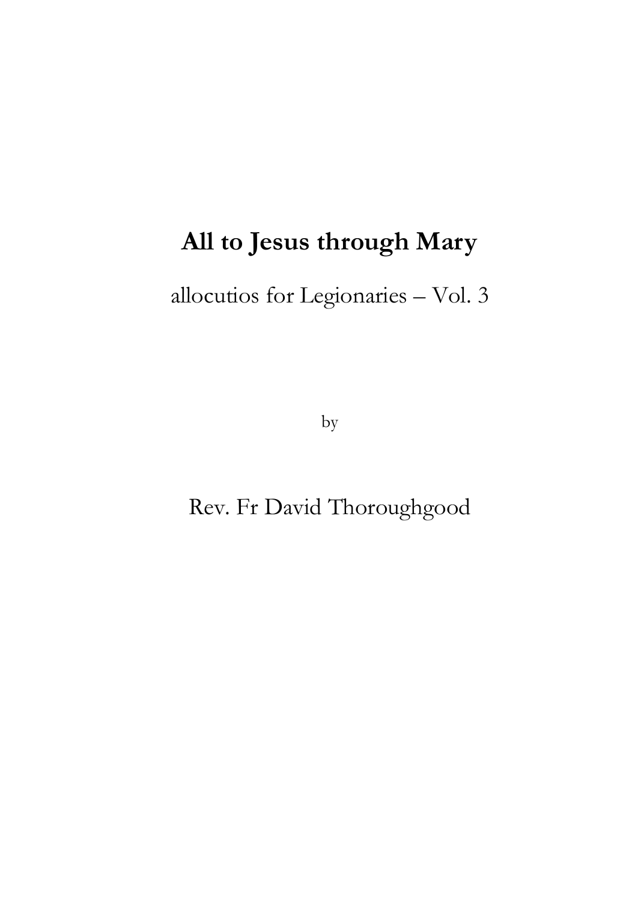# All to Jesus through Mary

allocutios for Legionaries – Vol. 3

by

Rev. Fr David Thoroughgood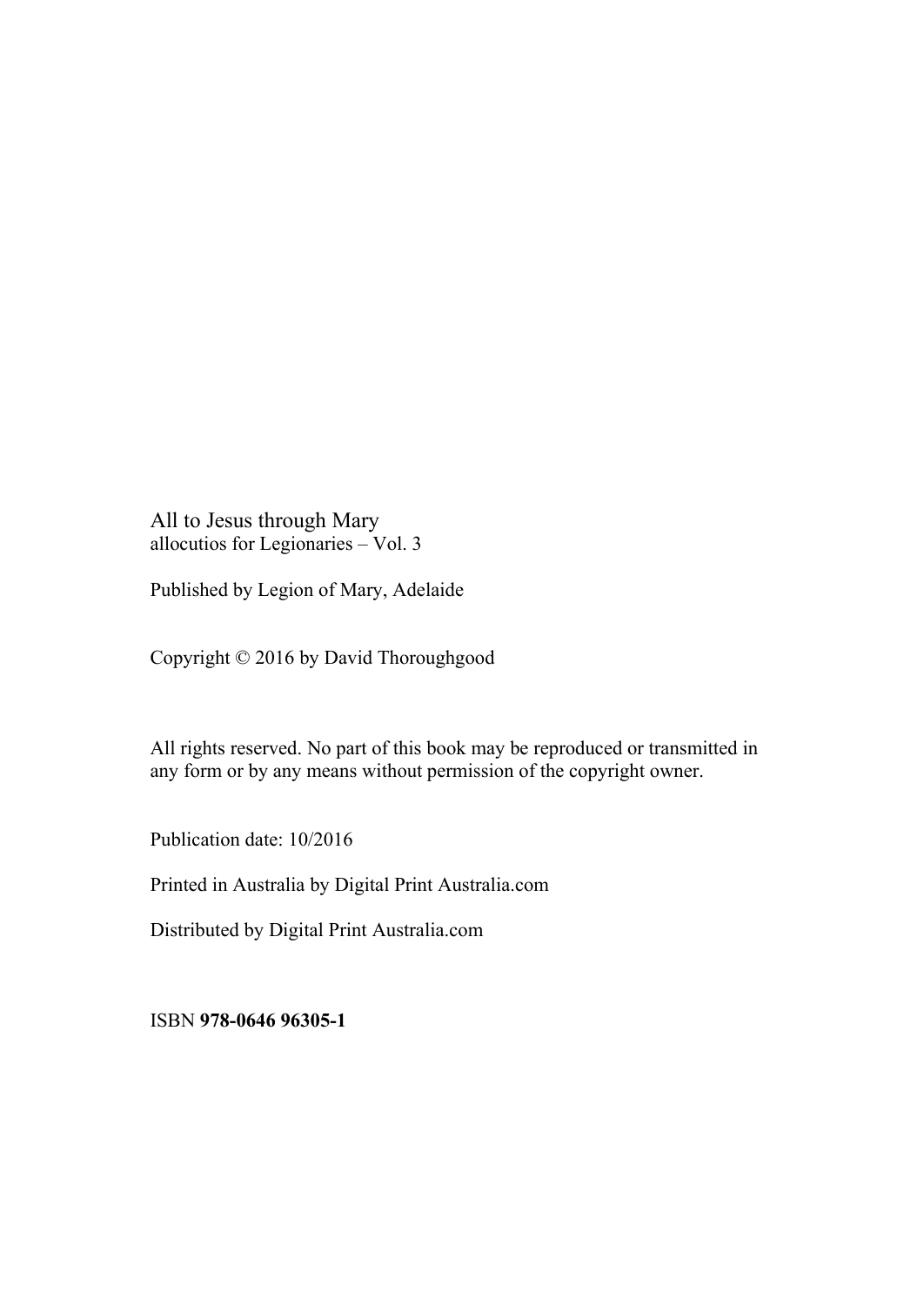All to Jesus through Mary
allocutios for Legionaries – Vol. 3

Published by Legion of Mary, Adelaide

Copyright © 2016 by David Thoroughgood

All rights reserved. No part of this book may be reproduced or transmitted in any form or by any means without permission of the copyright owner.

Publication date: 10/2016

Printed in Australia by Digital Print Australia.com

Distributed by Digital Print Australia.com

ISBN **978-0646 96305-1**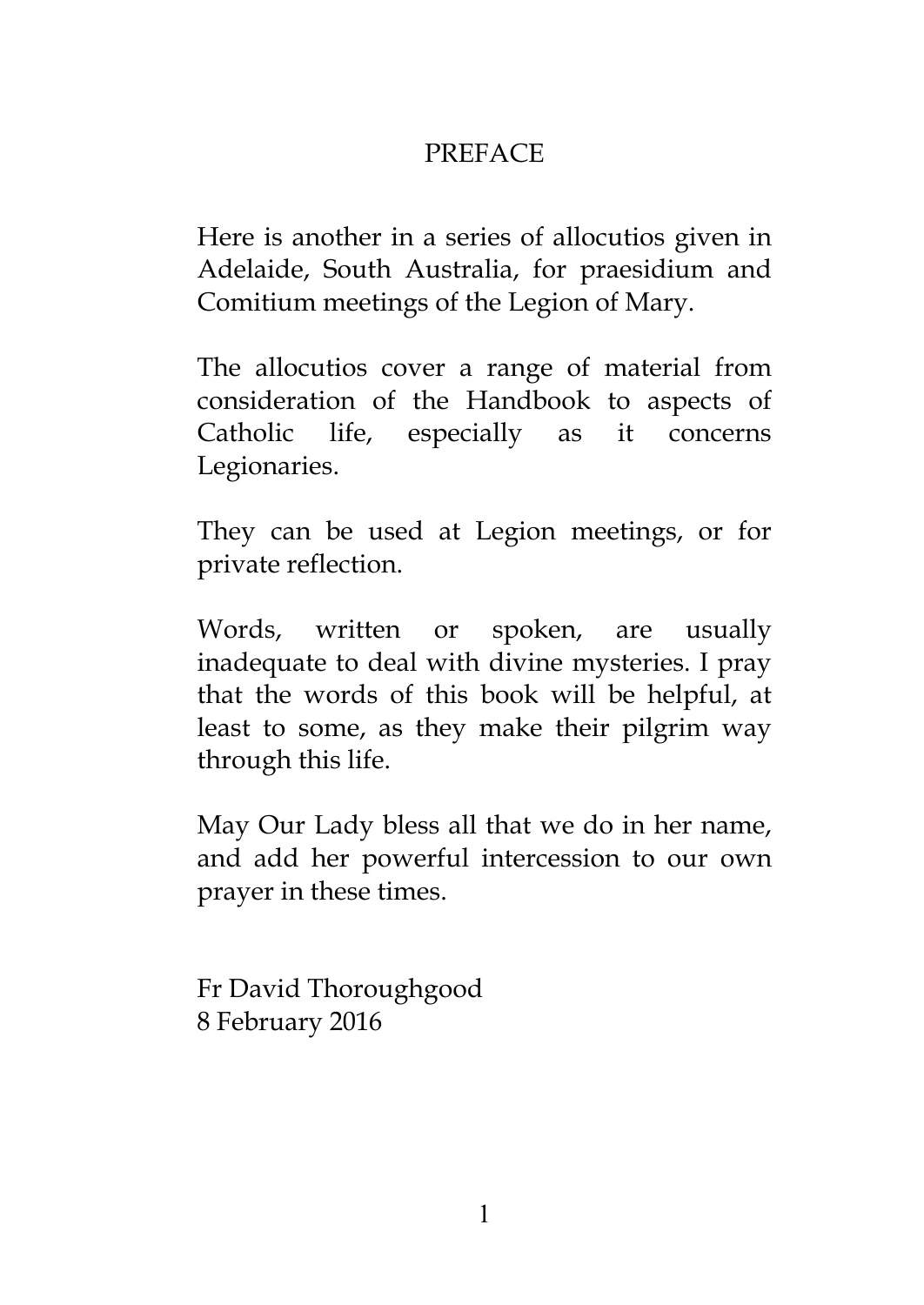# PREFACE

Here is another in a series of allocutios given in Adelaide, South Australia, for praesidium and Comitium meetings of the Legion of Mary.

The allocutios cover a range of material from consideration of the Handbook to aspects of Catholic life, especially as it concerns Legionaries.

They can be used at Legion meetings, or for private reflection.

Words, written or spoken, are usually inadequate to deal with divine mysteries. I pray that the words of this book will be helpful, at least to some, as they make their pilgrim way through this life.

May Our Lady bless all that we do in her name, and add her powerful intercession to our own prayer in these times.

Fr David Thoroughgood
8 February 2016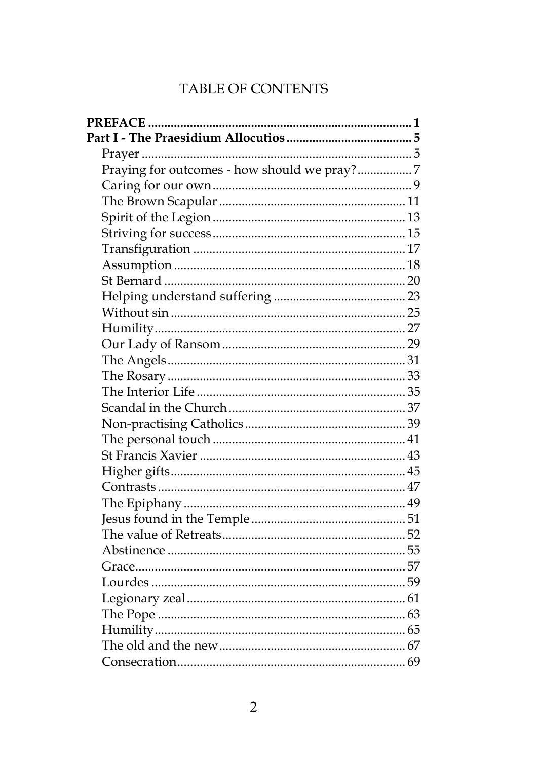# TABLE OF CONTENTS

**PREFACE** .................................................................................. **1**

**Part I - The Praesidium Allocutios** ........................................ **5**

- Prayer ..................................................................................... 5
- Praying for outcomes - how should we pray? ................ 7
- Caring for our own .............................................................. 9
- The Brown Scapular .......................................................... 11
- Spirit of the Legion ............................................................ 13
- Striving for success ............................................................ 15
- Transfiguration .................................................................. 17
- Assumption ........................................................................ 18
- St Bernard ........................................................................... 20
- Helping understand suffering ......................................... 23
- Without sin ......................................................................... 25
- Humility .............................................................................. 27
- Our Lady of Ransom .......................................................... 29
- The Angels .......................................................................... 31
- The Rosary .......................................................................... 33
- The Interior Life ................................................................. 35
- Scandal in the Church ........................................................ 37
- Non-practising Catholics .................................................. 39
- The personal touch ............................................................ 41
- St Francis Xavier ................................................................ 43
- Higher gifts ......................................................................... 45
- Contrasts ............................................................................. 47
- The Epiphany ..................................................................... 49
- Jesus found in the Temple ................................................ 51
- The value of Retreats ......................................................... 52
- Abstinence .......................................................................... 55
- Grace ................................................................................... 57
- Lourdes ............................................................................... 59
- Legionary zeal .................................................................... 61
- The Pope ............................................................................. 63
- Humility .............................................................................. 65
- The old and the new .......................................................... 67
- Consecration ....................................................................... 69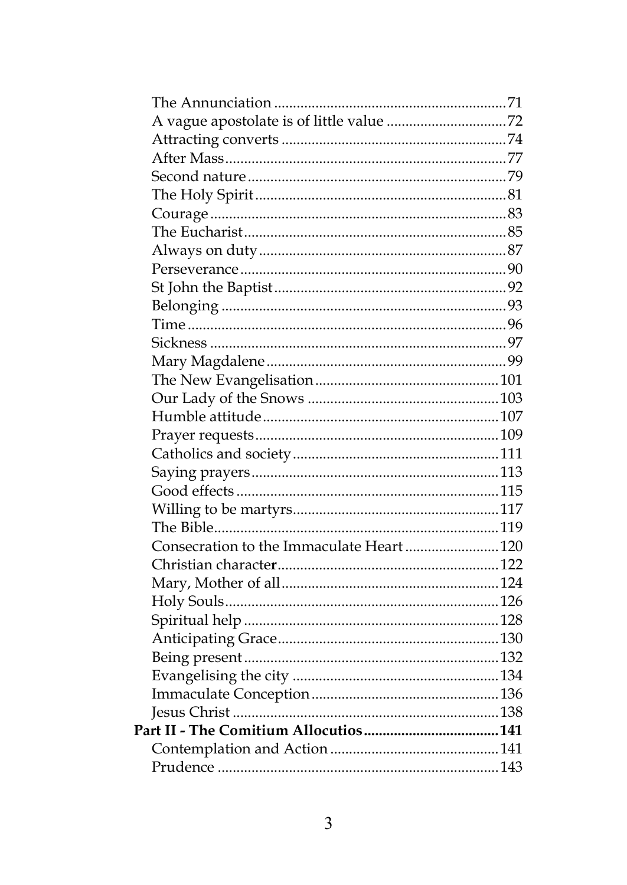The Annunciation ........................................................ 71
A vague apostolate is of little value ................................ 72
Attracting converts ..................................................... 74
After Mass ................................................................. 77
Second nature ............................................................ 79
The Holy Spirit ........................................................... 81
Courage ..................................................................... 83
The Eucharist ............................................................. 85
Always on duty .......................................................... 87
Perseverance .............................................................. 90
St John the Baptist ...................................................... 92
Belonging ................................................................... 93
Time .......................................................................... 96
Sickness ..................................................................... 97
Mary Magdalene ......................................................... 99
The New Evangelisation ............................................ 101
Our Lady of the Snows .............................................. 103
Humble attitude ........................................................ 107
Prayer requests .......................................................... 109
Catholics and society ................................................. 111
Saying prayers ........................................................... 113
Good effects .............................................................. 115
Willing to be martyrs ................................................. 117
The Bible ................................................................... 119
Consecration to the Immaculate Heart ........................ 120
Christian character .................................................... 122
Mary, Mother of all .................................................... 124
Holy Souls ................................................................. 126
Spiritual help ............................................................ 128
Anticipating Grace ..................................................... 130
Being present ............................................................ 132
Evangelising the city ................................................. 134
Immaculate Conception ............................................. 136
Jesus Christ ............................................................... 138

**Part II - The Comitium Allocutios ................................ 141**

Contemplation and Action .......................................... 141
Prudence .................................................................. 143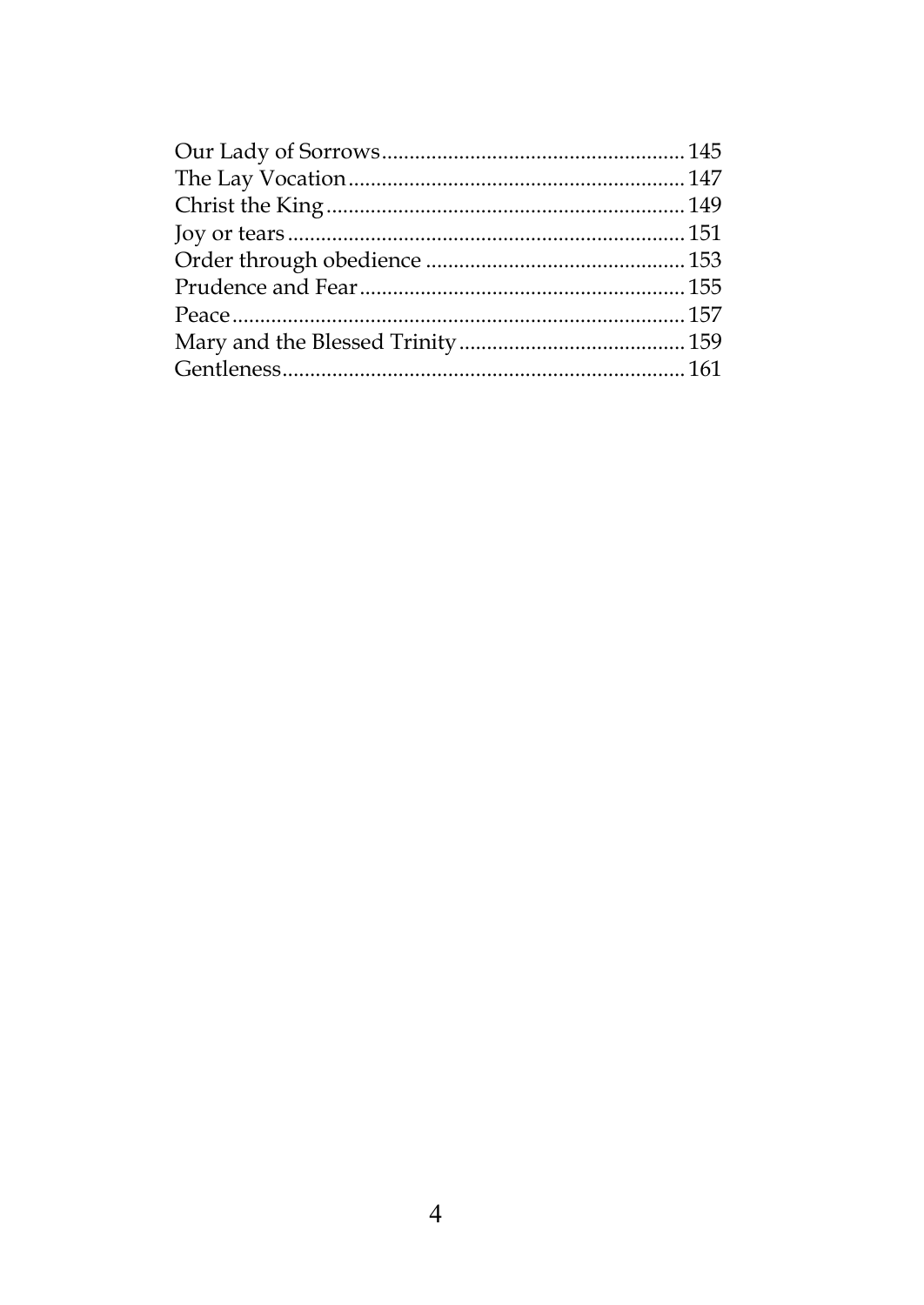Our Lady of Sorrows....................................................... 145
The Lay Vocation............................................................ 147
Christ the King............................................................... 149
Joy or tears....................................................................... 151
Order through obedience .............................................. 153
Prudence and Fear.......................................................... 155
Peace................................................................................. 157
Mary and the Blessed Trinity........................................ 159
Gentleness........................................................................ 161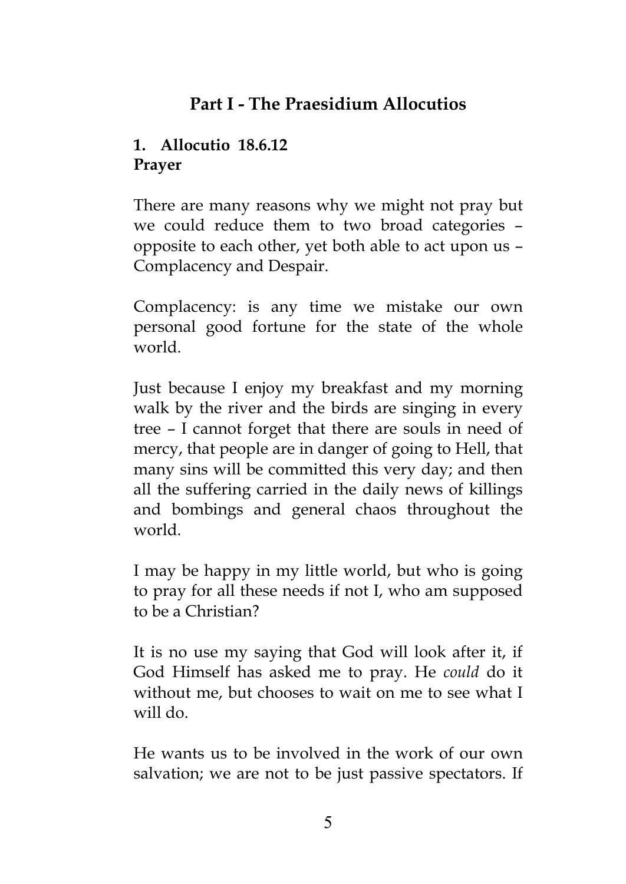## Part I - The Praesidium Allocutios

### 1. Allocutio 18.6.12
**Prayer**

There are many reasons why we might not pray but we could reduce them to two broad categories – opposite to each other, yet both able to act upon us – Complacency and Despair.

Complacency: is any time we mistake our own personal good fortune for the state of the whole world.

Just because I enjoy my breakfast and my morning walk by the river and the birds are singing in every tree – I cannot forget that there are souls in need of mercy, that people are in danger of going to Hell, that many sins will be committed this very day; and then all the suffering carried in the daily news of killings and bombings and general chaos throughout the world.

I may be happy in my little world, but who is going to pray for all these needs if not I, who am supposed to be a Christian?

It is no use my saying that God will look after it, if God Himself has asked me to pray. He *could* do it without me, but chooses to wait on me to see what I will do.

He wants us to be involved in the work of our own salvation; we are not to be just passive spectators. If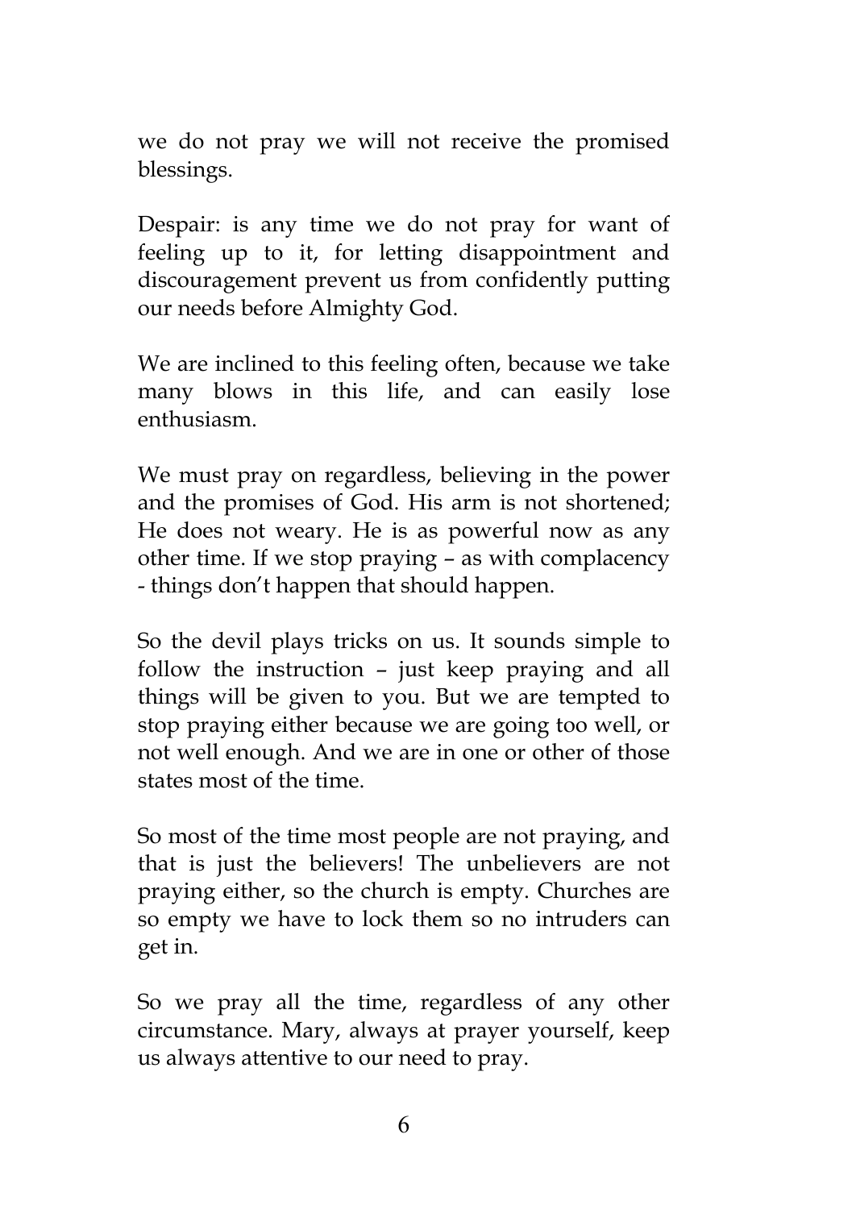we do not pray we will not receive the promised blessings.

Despair: is any time we do not pray for want of feeling up to it, for letting disappointment and discouragement prevent us from confidently putting our needs before Almighty God.

We are inclined to this feeling often, because we take many blows in this life, and can easily lose enthusiasm.

We must pray on regardless, believing in the power and the promises of God. His arm is not shortened; He does not weary. He is as powerful now as any other time. If we stop praying – as with complacency - things don't happen that should happen.

So the devil plays tricks on us. It sounds simple to follow the instruction – just keep praying and all things will be given to you. But we are tempted to stop praying either because we are going too well, or not well enough. And we are in one or other of those states most of the time.

So most of the time most people are not praying, and that is just the believers! The unbelievers are not praying either, so the church is empty. Churches are so empty we have to lock them so no intruders can get in.

So we pray all the time, regardless of any other circumstance. Mary, always at prayer yourself, keep us always attentive to our need to pray.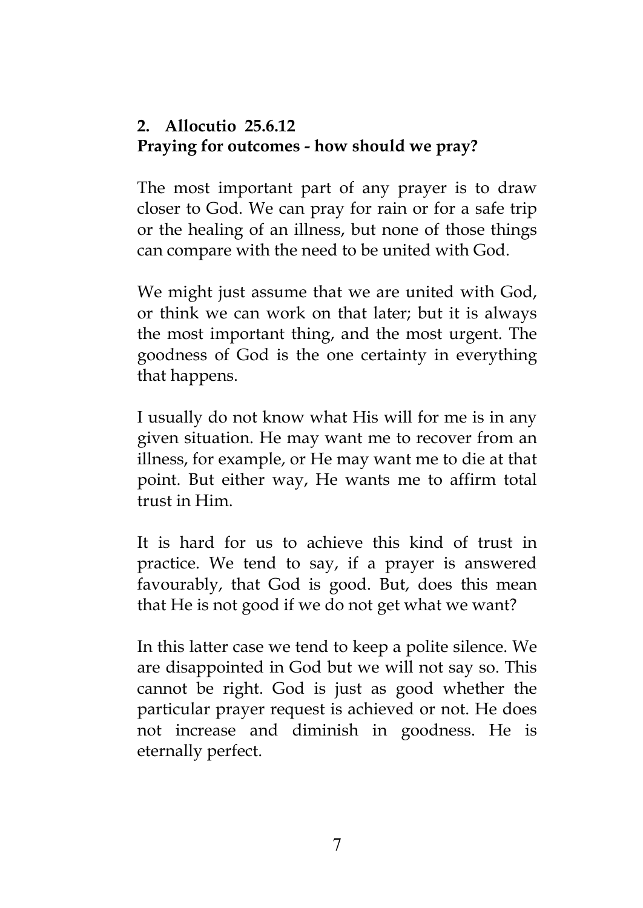## 2. Allocutio 25.6.12

## Praying for outcomes - how should we pray?

The most important part of any prayer is to draw closer to God. We can pray for rain or for a safe trip or the healing of an illness, but none of those things can compare with the need to be united with God.

We might just assume that we are united with God, or think we can work on that later; but it is always the most important thing, and the most urgent. The goodness of God is the one certainty in everything that happens.

I usually do not know what His will for me is in any given situation. He may want me to recover from an illness, for example, or He may want me to die at that point. But either way, He wants me to affirm total trust in Him.

It is hard for us to achieve this kind of trust in practice. We tend to say, if a prayer is answered favourably, that God is good. But, does this mean that He is not good if we do not get what we want?

In this latter case we tend to keep a polite silence. We are disappointed in God but we will not say so. This cannot be right. God is just as good whether the particular prayer request is achieved or not. He does not increase and diminish in goodness. He is eternally perfect.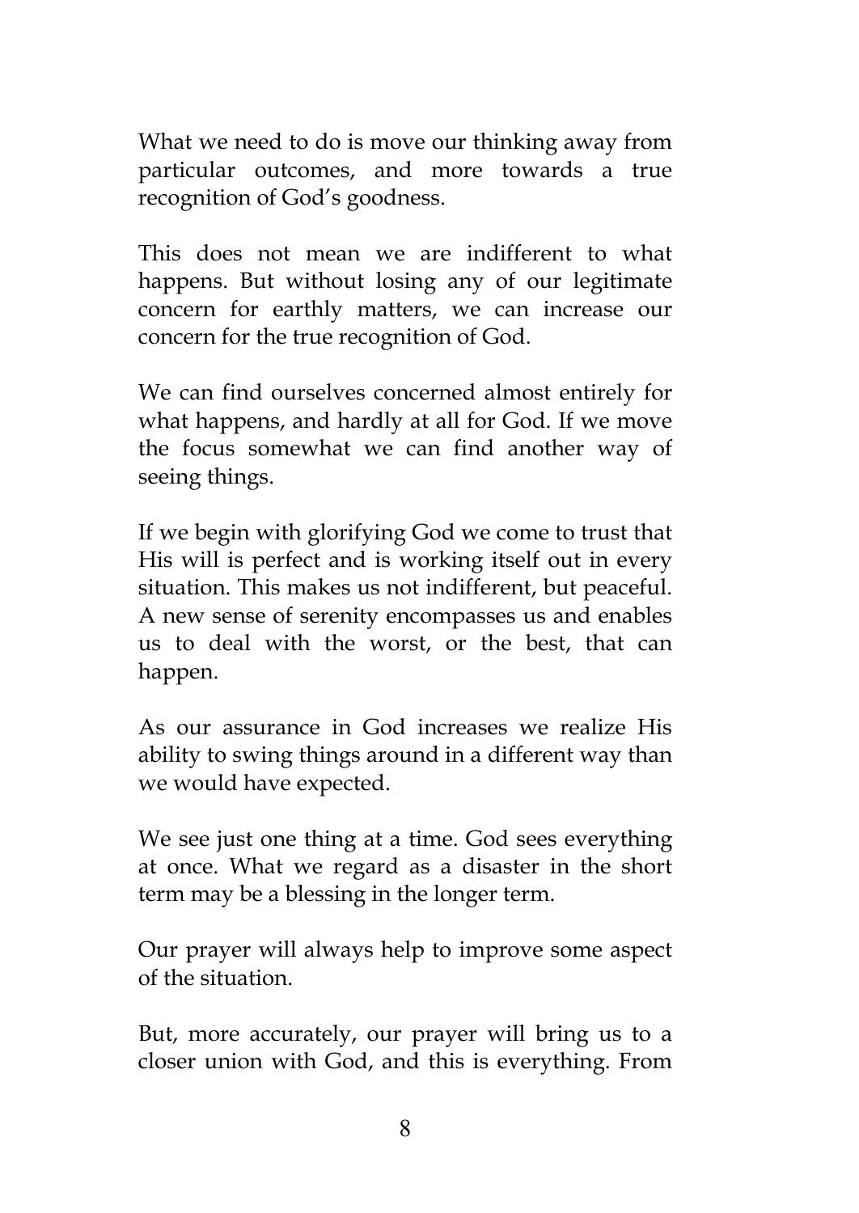What we need to do is move our thinking away from particular outcomes, and more towards a true recognition of God's goodness.

This does not mean we are indifferent to what happens. But without losing any of our legitimate concern for earthly matters, we can increase our concern for the true recognition of God.

We can find ourselves concerned almost entirely for what happens, and hardly at all for God. If we move the focus somewhat we can find another way of seeing things.

If we begin with glorifying God we come to trust that His will is perfect and is working itself out in every situation. This makes us not indifferent, but peaceful. A new sense of serenity encompasses us and enables us to deal with the worst, or the best, that can happen.

As our assurance in God increases we realize His ability to swing things around in a different way than we would have expected.

We see just one thing at a time. God sees everything at once. What we regard as a disaster in the short term may be a blessing in the longer term.

Our prayer will always help to improve some aspect of the situation.

But, more accurately, our prayer will bring us to a closer union with God, and this is everything. From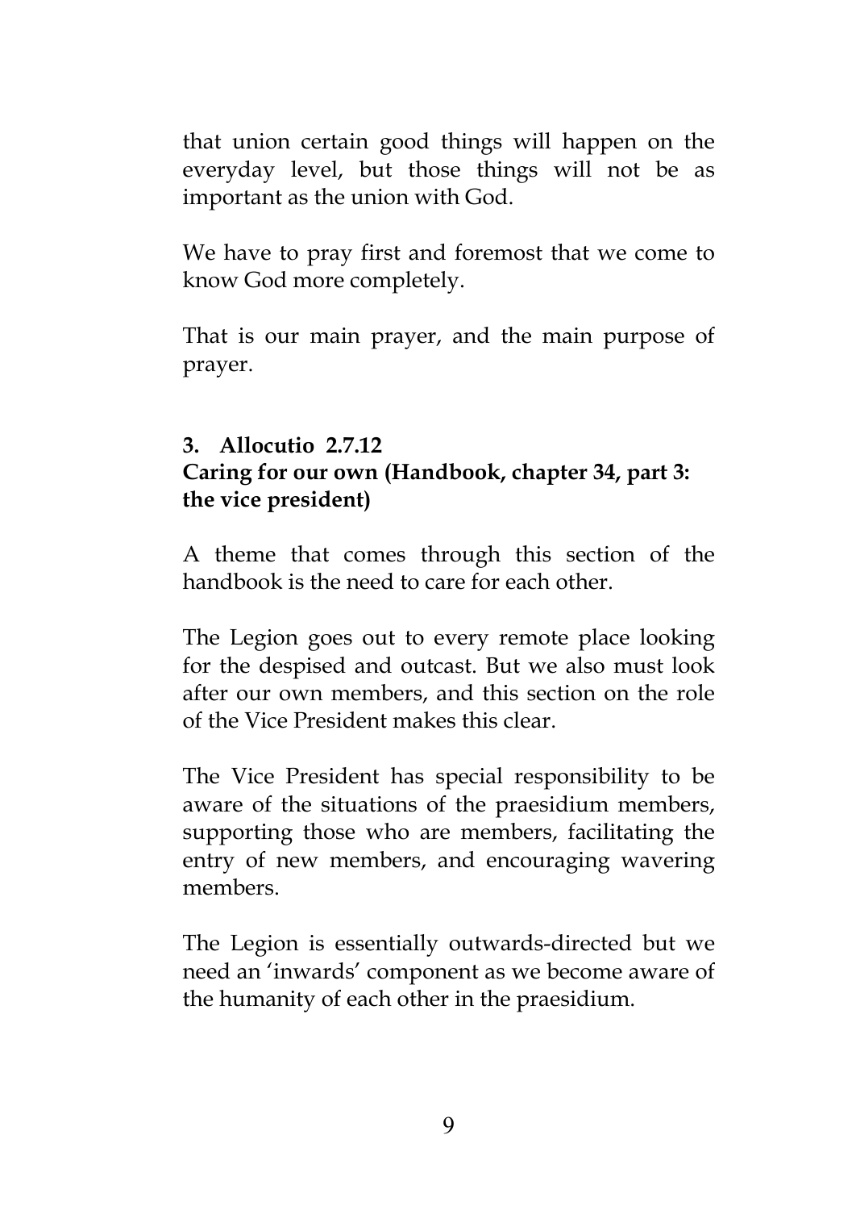that union certain good things will happen on the everyday level, but those things will not be as important as the union with God.

We have to pray first and foremost that we come to know God more completely.

That is our main prayer, and the main purpose of prayer.

### 3. Allocutio 2.7.12
### Caring for our own (Handbook, chapter 34, part 3: the vice president)

A theme that comes through this section of the handbook is the need to care for each other.

The Legion goes out to every remote place looking for the despised and outcast. But we also must look after our own members, and this section on the role of the Vice President makes this clear.

The Vice President has special responsibility to be aware of the situations of the praesidium members, supporting those who are members, facilitating the entry of new members, and encouraging wavering members.

The Legion is essentially outwards-directed but we need an 'inwards' component as we become aware of the humanity of each other in the praesidium.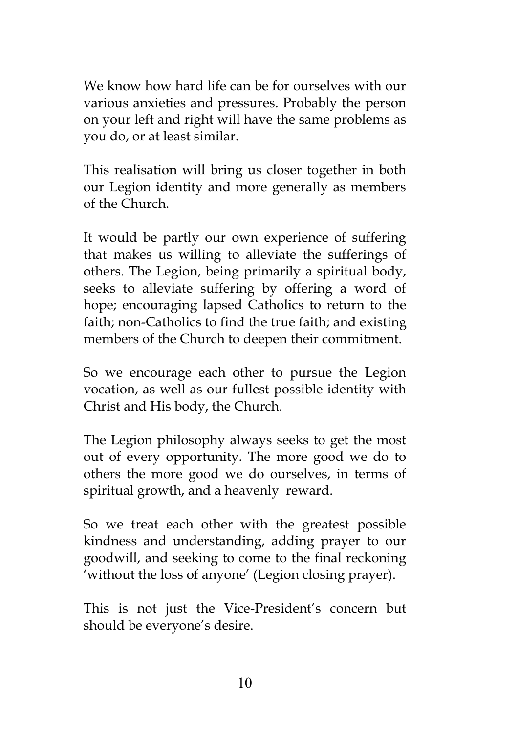We know how hard life can be for ourselves with our various anxieties and pressures. Probably the person on your left and right will have the same problems as you do, or at least similar.

This realisation will bring us closer together in both our Legion identity and more generally as members of the Church.

It would be partly our own experience of suffering that makes us willing to alleviate the sufferings of others. The Legion, being primarily a spiritual body, seeks to alleviate suffering by offering a word of hope; encouraging lapsed Catholics to return to the faith; non-Catholics to find the true faith; and existing members of the Church to deepen their commitment.

So we encourage each other to pursue the Legion vocation, as well as our fullest possible identity with Christ and His body, the Church.

The Legion philosophy always seeks to get the most out of every opportunity. The more good we do to others the more good we do ourselves, in terms of spiritual growth, and a heavenly reward.

So we treat each other with the greatest possible kindness and understanding, adding prayer to our goodwill, and seeking to come to the final reckoning 'without the loss of anyone' (Legion closing prayer).

This is not just the Vice-President's concern but should be everyone's desire.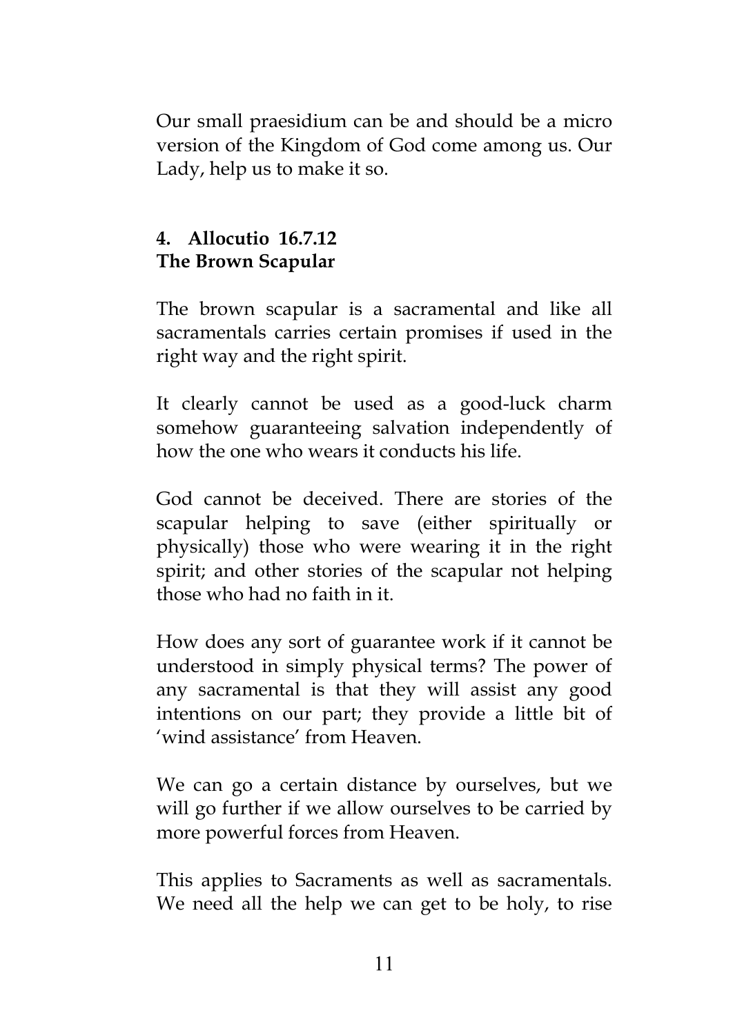Our small praesidium can be and should be a micro version of the Kingdom of God come among us. Our Lady, help us to make it so.

## 4. Allocutio 16.7.12
## The Brown Scapular

The brown scapular is a sacramental and like all sacramentals carries certain promises if used in the right way and the right spirit.

It clearly cannot be used as a good-luck charm somehow guaranteeing salvation independently of how the one who wears it conducts his life.

God cannot be deceived. There are stories of the scapular helping to save (either spiritually or physically) those who were wearing it in the right spirit; and other stories of the scapular not helping those who had no faith in it.

How does any sort of guarantee work if it cannot be understood in simply physical terms? The power of any sacramental is that they will assist any good intentions on our part; they provide a little bit of 'wind assistance' from Heaven.

We can go a certain distance by ourselves, but we will go further if we allow ourselves to be carried by more powerful forces from Heaven.

This applies to Sacraments as well as sacramentals. We need all the help we can get to be holy, to rise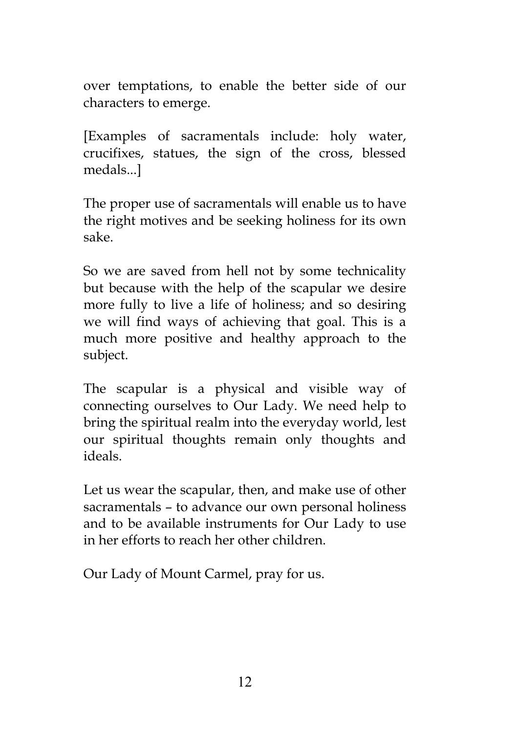over temptations, to enable the better side of our characters to emerge.

[Examples of sacramentals include: holy water, crucifixes, statues, the sign of the cross, blessed medals...]

The proper use of sacramentals will enable us to have the right motives and be seeking holiness for its own sake.

So we are saved from hell not by some technicality but because with the help of the scapular we desire more fully to live a life of holiness; and so desiring we will find ways of achieving that goal. This is a much more positive and healthy approach to the subject.

The scapular is a physical and visible way of connecting ourselves to Our Lady. We need help to bring the spiritual realm into the everyday world, lest our spiritual thoughts remain only thoughts and ideals.

Let us wear the scapular, then, and make use of other sacramentals – to advance our own personal holiness and to be available instruments for Our Lady to use in her efforts to reach her other children.

Our Lady of Mount Carmel, pray for us.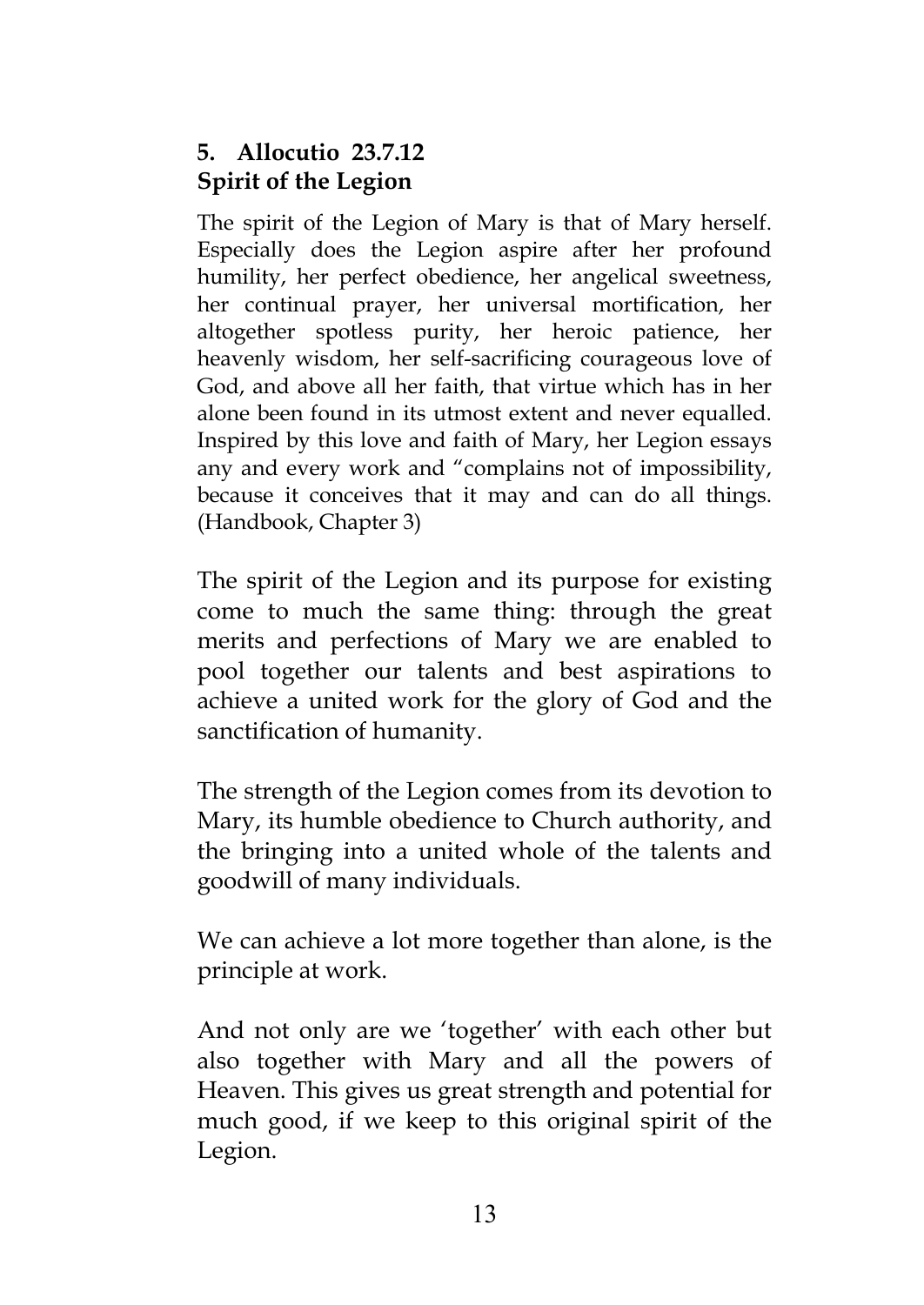## 5. Allocutio 23.7.12
## Spirit of the Legion

The spirit of the Legion of Mary is that of Mary herself. Especially does the Legion aspire after her profound humility, her perfect obedience, her angelical sweetness, her continual prayer, her universal mortification, her altogether spotless purity, her heroic patience, her heavenly wisdom, her self-sacrificing courageous love of God, and above all her faith, that virtue which has in her alone been found in its utmost extent and never equalled. Inspired by this love and faith of Mary, her Legion essays any and every work and "complains not of impossibility, because it conceives that it may and can do all things. (Handbook, Chapter 3)

The spirit of the Legion and its purpose for existing come to much the same thing: through the great merits and perfections of Mary we are enabled to pool together our talents and best aspirations to achieve a united work for the glory of God and the sanctification of humanity.

The strength of the Legion comes from its devotion to Mary, its humble obedience to Church authority, and the bringing into a united whole of the talents and goodwill of many individuals.

We can achieve a lot more together than alone, is the principle at work.

And not only are we 'together' with each other but also together with Mary and all the powers of Heaven. This gives us great strength and potential for much good, if we keep to this original spirit of the Legion.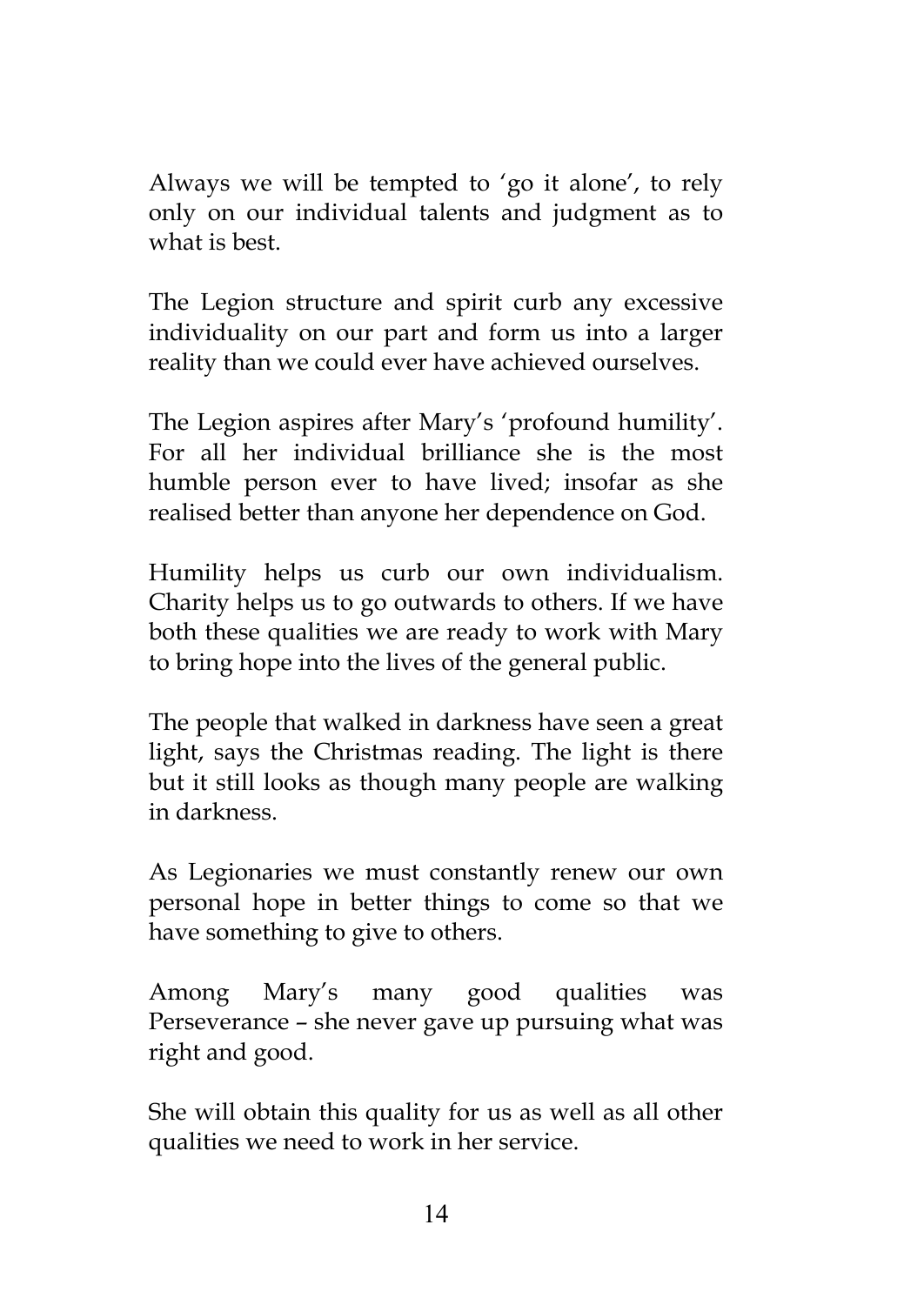Always we will be tempted to ‘go it alone’, to rely only on our individual talents and judgment as to what is best.

The Legion structure and spirit curb any excessive individuality on our part and form us into a larger reality than we could ever have achieved ourselves.

The Legion aspires after Mary’s ‘profound humility’. For all her individual brilliance she is the most humble person ever to have lived; insofar as she realised better than anyone her dependence on God.

Humility helps us curb our own individualism. Charity helps us to go outwards to others. If we have both these qualities we are ready to work with Mary to bring hope into the lives of the general public.

The people that walked in darkness have seen a great light, says the Christmas reading. The light is there but it still looks as though many people are walking in darkness.

As Legionaries we must constantly renew our own personal hope in better things to come so that we have something to give to others.

Among Mary’s many good qualities was Perseverance – she never gave up pursuing what was right and good.

She will obtain this quality for us as well as all other qualities we need to work in her service.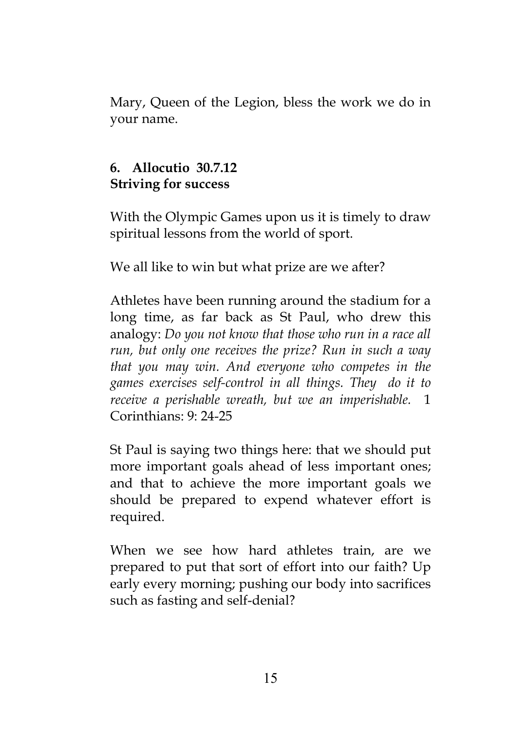Mary, Queen of the Legion, bless the work we do in your name.

## 6. Allocutio 30.7.12
## Striving for success

With the Olympic Games upon us it is timely to draw spiritual lessons from the world of sport.

We all like to win but what prize are we after?

Athletes have been running around the stadium for a long time, as far back as St Paul, who drew this analogy: *Do you not know that those who run in a race all run, but only one receives the prize? Run in such a way that you may win. And everyone who competes in the games exercises self-control in all things. They do it to receive a perishable wreath, but we an imperishable.* 1 Corinthians: 9: 24-25

St Paul is saying two things here: that we should put more important goals ahead of less important ones; and that to achieve the more important goals we should be prepared to expend whatever effort is required.

When we see how hard athletes train, are we prepared to put that sort of effort into our faith? Up early every morning; pushing our body into sacrifices such as fasting and self-denial?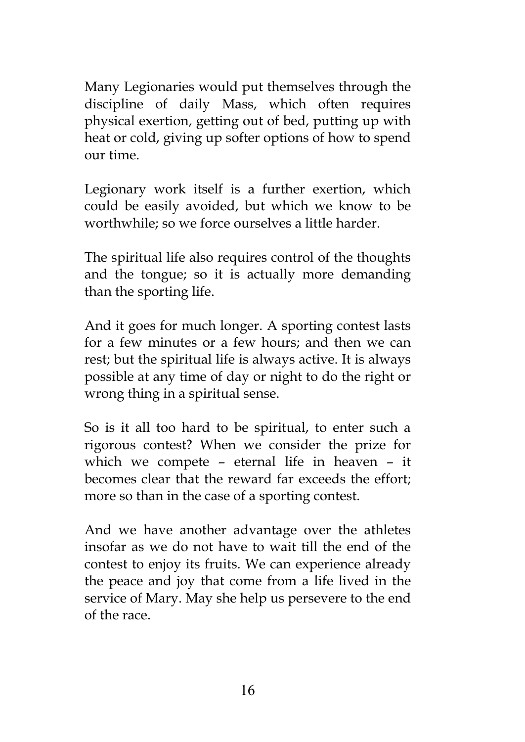Many Legionaries would put themselves through the discipline of daily Mass, which often requires physical exertion, getting out of bed, putting up with heat or cold, giving up softer options of how to spend our time.

Legionary work itself is a further exertion, which could be easily avoided, but which we know to be worthwhile; so we force ourselves a little harder.

The spiritual life also requires control of the thoughts and the tongue; so it is actually more demanding than the sporting life.

And it goes for much longer. A sporting contest lasts for a few minutes or a few hours; and then we can rest; but the spiritual life is always active. It is always possible at any time of day or night to do the right or wrong thing in a spiritual sense.

So is it all too hard to be spiritual, to enter such a rigorous contest? When we consider the prize for which we compete – eternal life in heaven – it becomes clear that the reward far exceeds the effort; more so than in the case of a sporting contest.

And we have another advantage over the athletes insofar as we do not have to wait till the end of the contest to enjoy its fruits. We can experience already the peace and joy that come from a life lived in the service of Mary. May she help us persevere to the end of the race.